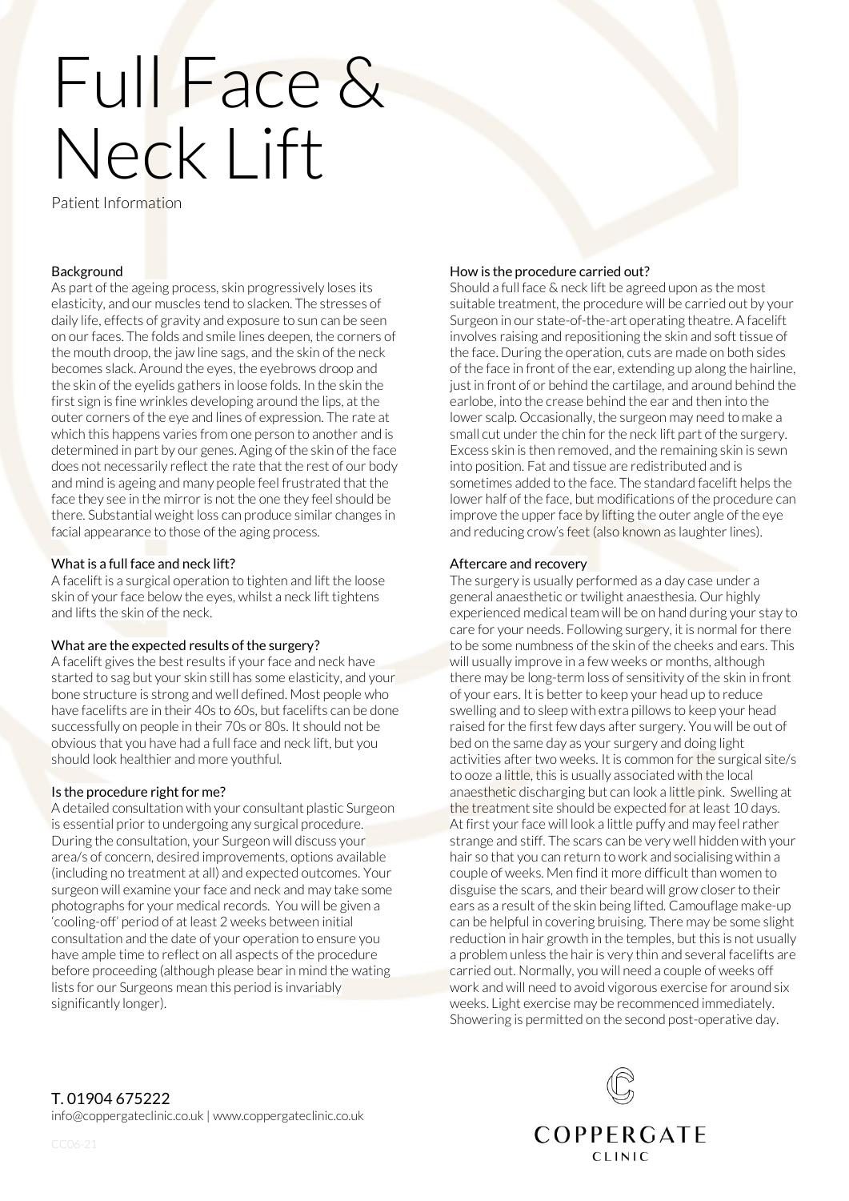# Full Face & Neck Lift

Patient Information

## Background

As part of the ageing process, skin progressively loses its elasticity, and our muscles tend to slacken. The stresses of daily life, effects of gravity and exposure to sun can be seen on our faces. The folds and smile lines deepen, the corners of the mouth droop, the jaw line sags, and the skin of the neck becomes slack. Around the eyes, the eyebrows droop and the skin of the eyelids gathers in loose folds. In the skin the first sign is fine wrinkles developing around the lips, at the outer corners of the eye and lines of expression. The rate at which this happens varies from one person to another and is determined in part by our genes. Aging of the skin of the face does not necessarily reflect the rate that the rest of our body and mind is ageing and many people feel frustrated that the face they see in the mirror is not the one they feel should be there. Substantial weight loss can produce similar changes in facial appearance to those of the aging process.

## What is a full face and neck lift?

A facelift is a surgical operation to tighten and lift the loose skin of your face below the eyes, whilst a neck lift tightens and lifts the skin of the neck.

## What are the expected results of the surgery?

A facelift gives the best results if your face and neck have started to sag but your skin still has some elasticity, and your bone structure is strong and well defined. Most people who have facelifts are in their 40s to 60s, but facelifts can be done successfully on people in their 70s or 80s. It should not be obvious that you have had a full face and neck lift, but you should look healthier and more youthful.

## Is the procedure right for me?

A detailed consultation with your consultant plastic Surgeon is essential prior to undergoing any surgical procedure. During the consultation, your Surgeon will discuss your area/s of concern, desired improvements, options available (including no treatment at all) and expected outcomes. Your surgeon will examine your face and neck and may take some photographs for your medical records. You will be given a 'cooling-off' period of at least 2 weeks between initial consultation and the date of your operation to ensure you have ample time to reflect on all aspects of the procedure before proceeding (although please bear in mind the wating lists for our Surgeons mean this period is invariably significantly longer).

## How is the procedure carried out?

Should a full face & neck lift be agreed upon as the most suitable treatment, the procedure will be carried out by your Surgeon in our state-of-the-art operating theatre. A facelift involves raising and repositioning the skin and soft tissue of the face. During the operation, cuts are made on both sides of the face in front of the ear, extending up along the hairline, just in front of or behind the cartilage, and around behind the earlobe, into the crease behind the ear and then into the lower scalp. Occasionally, the surgeon may need to make a small cut under the chin for the neck lift part of the surgery. Excess skin is then removed, and the remaining skin is sewn into position. Fat and tissue are redistributed and is sometimes added to the face. The standard facelift helps the lower half of the face, but modifications of the procedure can improve the upper face by lifting the outer angle of the eye and reducing crow's feet (also known as laughter lines).

## Aftercare and recovery

The surgery is usually performed as a day case under a general anaesthetic or twilight anaesthesia. Our highly experienced medical team will be on hand during your stay to care for your needs. Following surgery, it is normal for there to be some numbness of the skin of the cheeks and ears. This will usually improve in a few weeks or months, although there may be long-term loss of sensitivity of the skin in front of your ears. It is better to keep your head up to reduce swelling and to sleep with extra pillows to keep your head raised for the first few days after surgery. You will be out of bed on the same day as your surgery and doing light activities after two weeks. It is common for the surgical site/s to ooze a little, this is usually associated with the local anaesthetic discharging but can look a little pink. Swelling at the treatment site should be expected for at least 10 days. At first your face will look a little puffy and may feel rather strange and stiff. The scars can be very well hidden with your hair so that you can return to work and socialising within a couple of weeks. Men find it more difficult than women to disguise the scars, and their beard will grow closer to their ears as a result of the skin being lifted. Camouflage make-up can be helpful in covering bruising. There may be some slight reduction in hair growth in the temples, but this is not usually a problem unless the hair is very thin and several facelifts are carried out. Normally, you will need a couple of weeks off work and will need to avoid vigorous exercise for around six weeks. Light exercise may be recommenced immediately. Showering is permitted on the second post-operative day.

T. 01904 675222
info@coppergateclinic.co.uk | www.coppergateclinic.co.uk

CC06-21

COPPERGATE CLINIC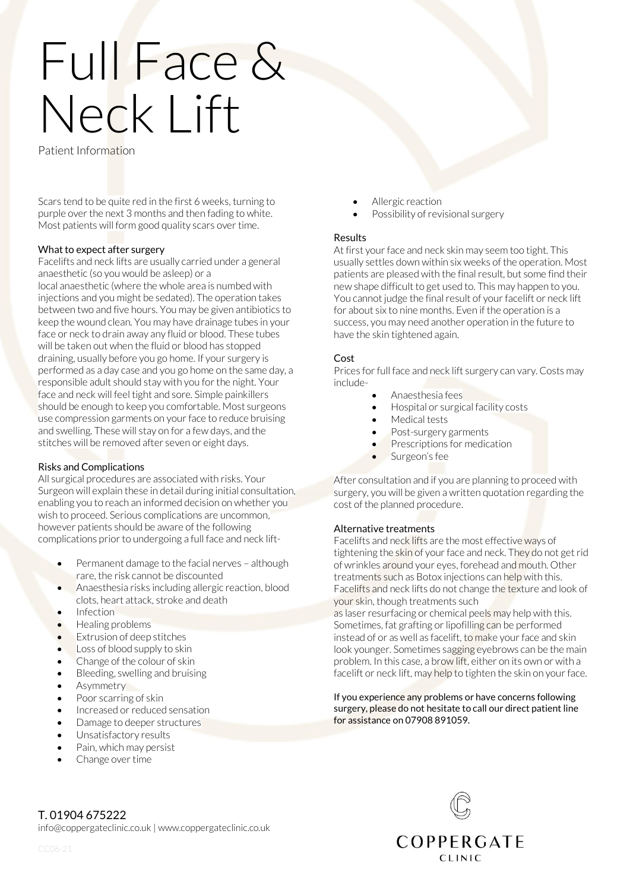# Full Face & Neck Lift

Patient Information

Scars tend to be quite red in the first 6 weeks, turning to purple over the next 3 months and then fading to white. Most patients will form good quality scars over time.

### What to expect after surgery

Facelifts and neck lifts are usually carried under a general anaesthetic (so you would be asleep) or a local anaesthetic (where the whole area is numbed with injections and you might be sedated). The operation takes between two and five hours. You may be given antibiotics to keep the wound clean. You may have drainage tubes in your face or neck to drain away any fluid or blood. These tubes will be taken out when the fluid or blood has stopped draining, usually before you go home. If your surgery is performed as a day case and you go home on the same day, a responsible adult should stay with you for the night. Your face and neck will feel tight and sore. Simple painkillers should be enough to keep you comfortable. Most surgeons use compression garments on your face to reduce bruising and swelling. These will stay on for a few days, and the stitches will be removed after seven or eight days.

### Risks and Complications

All surgical procedures are associated with risks. Your Surgeon will explain these in detail during initial consultation, enabling you to reach an informed decision on whether you wish to proceed. Serious complications are uncommon, however patients should be aware of the following complications prior to undergoing a full face and neck lift-

- Permanent damage to the facial nerves – although rare, the risk cannot be discounted
- Anaesthesia risks including allergic reaction, blood clots, heart attack, stroke and death
- Infection
- Healing problems
- Extrusion of deep stitches
- Loss of blood supply to skin
- Change of the colour of skin
- Bleeding, swelling and bruising
- Asymmetry
- Poor scarring of skin
- Increased or reduced sensation
- Damage to deeper structures
- Unsatisfactory results
- Pain, which may persist
- Change over time
- Allergic reaction
- Possibility of revisional surgery

### Results

At first your face and neck skin may seem too tight. This usually settles down within six weeks of the operation. Most patients are pleased with the final result, but some find their new shape difficult to get used to. This may happen to you. You cannot judge the final result of your facelift or neck lift for about six to nine months. Even if the operation is a success, you may need another operation in the future to have the skin tightened again.

### Cost

Prices for full face and neck lift surgery can vary. Costs may include-

- Anaesthesia fees
- Hospital or surgical facility costs
- Medical tests
- Post-surgery garments
- Prescriptions for medication
- Surgeon's fee

After consultation and if you are planning to proceed with surgery, you will be given a written quotation regarding the cost of the planned procedure.

### Alternative treatments

Facelifts and neck lifts are the most effective ways of tightening the skin of your face and neck. They do not get rid of wrinkles around your eyes, forehead and mouth. Other treatments such as Botox injections can help with this. Facelifts and neck lifts do not change the texture and look of your skin, though treatments such as laser resurfacing or chemical peels may help with this. Sometimes, fat grafting or lipofilling can be performed instead of or as well as facelift, to make your face and skin look younger. Sometimes sagging eyebrows can be the main problem. In this case, a brow lift, either on its own or with a facelift or neck lift, may help to tighten the skin on your face.

If you experience any problems or have concerns following surgery, please do not hesitate to call our direct patient line for assistance on 07908 891059.

T. 01904 675222
info@coppergateclinic.co.uk | www.coppergateclinic.co.uk

COPPERGATE CLINIC

CC06-21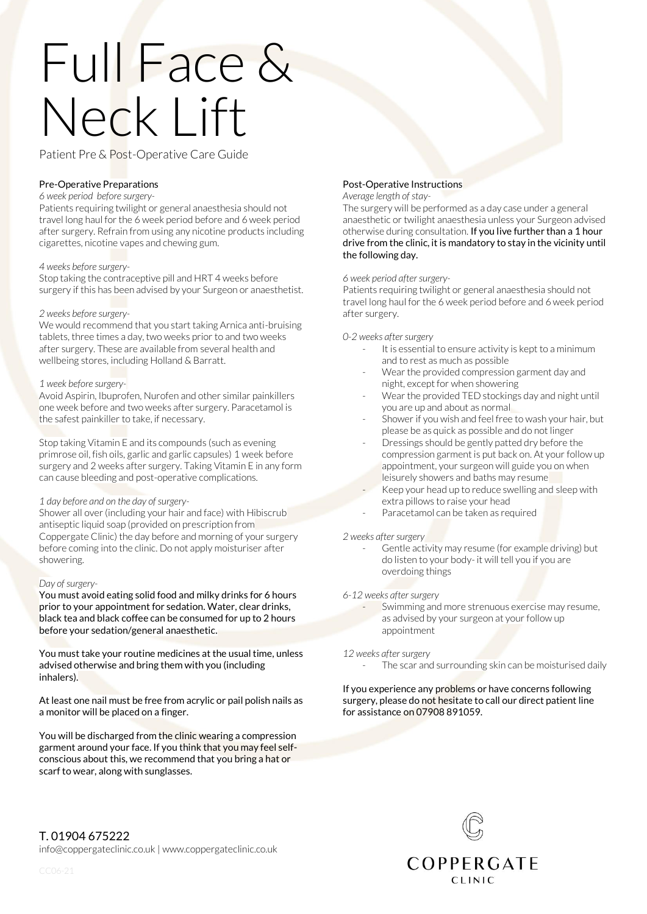# Full Face & Neck Lift

Patient Pre & Post-Operative Care Guide

## Pre-Operative Preparations

*6 week period before surgery-*

Patients requiring twilight or general anaesthesia should not travel long haul for the 6 week period before and 6 week period after surgery. Refrain from using any nicotine products including cigarettes, nicotine vapes and chewing gum.

*4 weeks before surgery-*

Stop taking the contraceptive pill and HRT 4 weeks before surgery if this has been advised by your Surgeon or anaesthetist.

*2 weeks before surgery-*

We would recommend that you start taking Arnica anti-bruising tablets, three times a day, two weeks prior to and two weeks after surgery. These are available from several health and wellbeing stores, including Holland & Barratt.

*1 week before surgery-*

Avoid Aspirin, Ibuprofen, Nurofen and other similar painkillers one week before and two weeks after surgery. Paracetamol is the safest painkiller to take, if necessary.

Stop taking Vitamin E and its compounds (such as evening primrose oil, fish oils, garlic and garlic capsules) 1 week before surgery and 2 weeks after surgery. Taking Vitamin E in any form can cause bleeding and post-operative complications.

*1 day before and on the day of surgery-*

Shower all over (including your hair and face) with Hibiscrub antiseptic liquid soap (provided on prescription from Coppergate Clinic) the day before and morning of your surgery before coming into the clinic. Do not apply moisturiser after showering.

*Day of surgery-*

**You must avoid eating solid food and milky drinks for 6 hours prior to your appointment for sedation. Water, clear drinks, black tea and black coffee can be consumed for up to 2 hours before your sedation/general anaesthetic.**

**You must take your routine medicines at the usual time, unless advised otherwise and bring them with you (including inhalers).**

**At least one nail must be free from acrylic or pail polish nails as a monitor will be placed on a finger.**

**You will be discharged from the clinic wearing a compression garment around your face. If you think that you may feel self-conscious about this, we recommend that you bring a hat or scarf to wear, along with sunglasses.**

## Post-Operative Instructions

*Average length of stay-*

The surgery will be performed as a day case under a general anaesthetic or twilight anaesthesia unless your Surgeon advised otherwise during consultation. **If you live further than a 1 hour drive from the clinic, it is mandatory to stay in the vicinity until the following day.**

*6 week period after surgery-*

Patients requiring twilight or general anaesthesia should not travel long haul for the 6 week period before and 6 week period after surgery.

*0-2 weeks after surgery*

- It is essential to ensure activity is kept to a minimum and to rest as much as possible
- Wear the provided compression garment day and night, except for when showering
- Wear the provided TED stockings day and night until you are up and about as normal
- Shower if you wish and feel free to wash your hair, but please be as quick as possible and do not linger
- Dressings should be gently patted dry before the compression garment is put back on. At your follow up appointment, your surgeon will guide you on when leisurely showers and baths may resume
- Keep your head up to reduce swelling and sleep with extra pillows to raise your head
- Paracetamol can be taken as required

*2 weeks after surgery*

- Gentle activity may resume (for example driving) but do listen to your body- it will tell you if you are overdoing things

*6-12 weeks after surgery*

- Swimming and more strenuous exercise may resume, as advised by your surgeon at your follow up appointment

*12 weeks after surgery*

- The scar and surrounding skin can be moisturised daily

**If you experience any problems or have concerns following surgery, please do not hesitate to call our direct patient line for assistance on 07908 891059.**

T. 01904 675222

info@coppergateclinic.co.uk | www.coppergateclinic.co.uk

COPPERGATE CLINIC

CC06-21